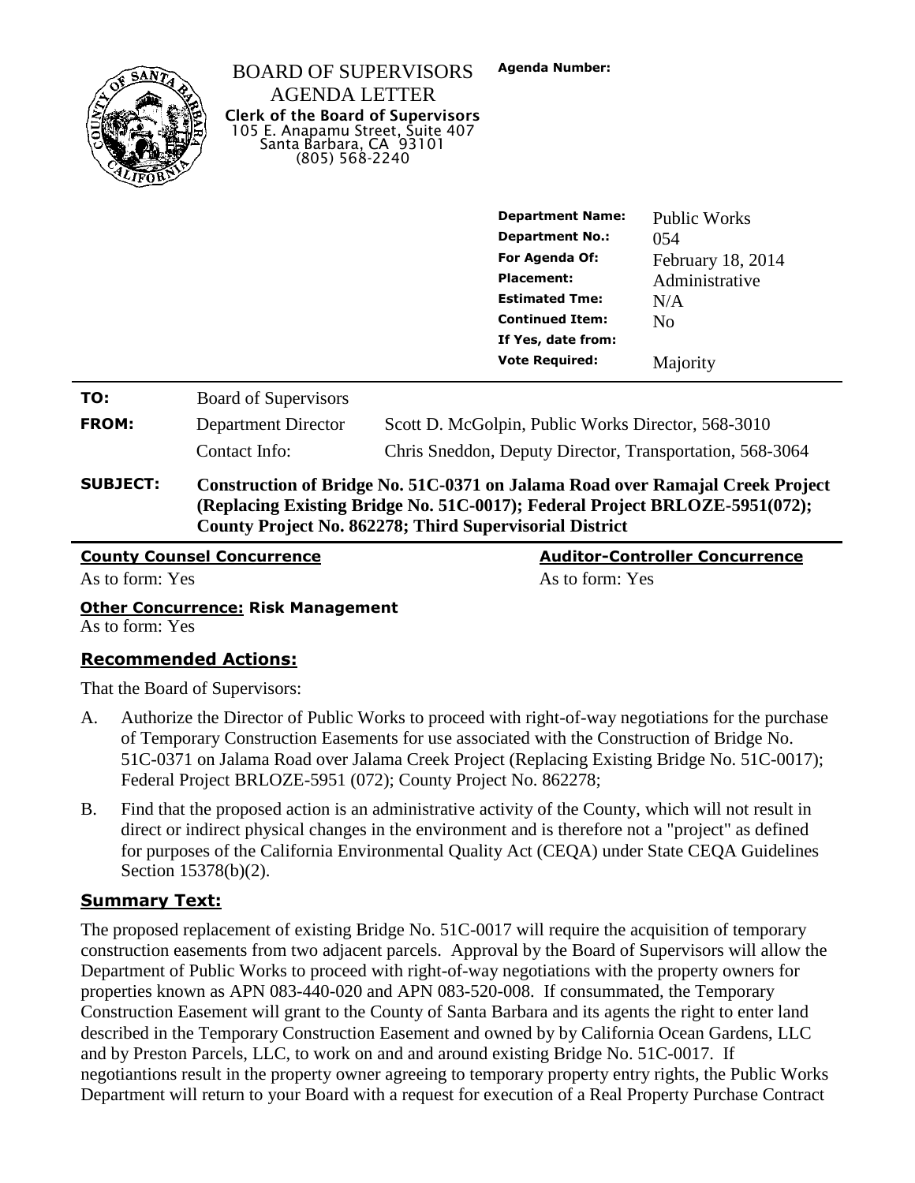# BOARD OF SUPERVISORS AGENDA LETTER

**Clerk of the Board of Supervisors**
105 E. Anapamu Street, Suite 407
Santa Barbara, CA 93101
(805) 568-2240

**Agenda Number:**

| | |
|---|---|
| **Department Name:** | Public Works |
| **Department No.:** | 054 |
| **For Agenda Of:** | February 18, 2014 |
| **Placement:** | Administrative |
| **Estimated Tme:** | N/A |
| **Continued Item:** | No |
| **If Yes, date from:** | |
| **Vote Required:** | Majority |

| | | |
|---|---|---|
| **TO:** | Board of Supervisors | |
| **FROM:** | Department Director | Scott D. McGolpin, Public Works Director, 568-3010 |
| | Contact Info: | Chris Sneddon, Deputy Director, Transportation, 568-3064 |

**SUBJECT:** **Construction of Bridge No. 51C-0371 on Jalama Road over Ramajal Creek Project (Replacing Existing Bridge No. 51C-0017); Federal Project BRLOZE-5951(072); County Project No. 862278; Third Supervisorial District**

**County Counsel Concurrence**
As to form: Yes

**Auditor-Controller Concurrence**
As to form: Yes

**Other Concurrence: Risk Management**
As to form: Yes

## Recommended Actions:

That the Board of Supervisors:

A. Authorize the Director of Public Works to proceed with right-of-way negotiations for the purchase of Temporary Construction Easements for use associated with the Construction of Bridge No. 51C-0371 on Jalama Road over Jalama Creek Project (Replacing Existing Bridge No. 51C-0017); Federal Project BRLOZE-5951 (072); County Project No. 862278;

B. Find that the proposed action is an administrative activity of the County, which will not result in direct or indirect physical changes in the environment and is therefore not a "project" as defined for purposes of the California Environmental Quality Act (CEQA) under State CEQA Guidelines Section 15378(b)(2).

## Summary Text:

The proposed replacement of existing Bridge No. 51C-0017 will require the acquisition of temporary construction easements from two adjacent parcels. Approval by the Board of Supervisors will allow the Department of Public Works to proceed with right-of-way negotiations with the property owners for properties known as APN 083-440-020 and APN 083-520-008. If consummated, the Temporary Construction Easement will grant to the County of Santa Barbara and its agents the right to enter land described in the Temporary Construction Easement and owned by by California Ocean Gardens, LLC and by Preston Parcels, LLC, to work on and and around existing Bridge No. 51C-0017. If negotiantions result in the property owner agreeing to temporary property entry rights, the Public Works Department will return to your Board with a request for execution of a Real Property Purchase Contract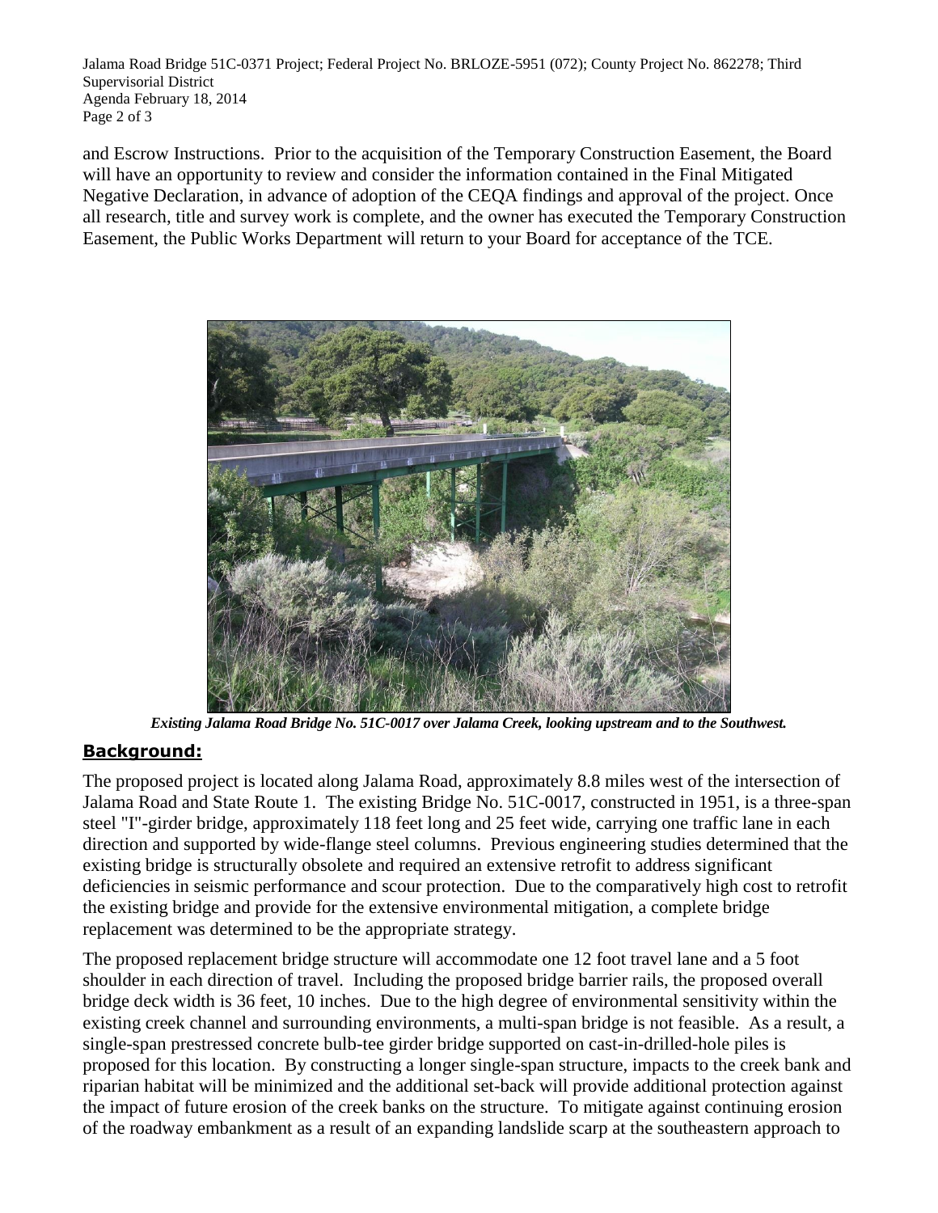and Escrow Instructions. Prior to the acquisition of the Temporary Construction Easement, the Board will have an opportunity to review and consider the information contained in the Final Mitigated Negative Declaration, in advance of adoption of the CEQA findings and approval of the project. Once all research, title and survey work is complete, and the owner has executed the Temporary Construction Easement, the Public Works Department will return to your Board for acceptance of the TCE.

***Existing Jalama Road Bridge No. 51C-0017 over Jalama Creek, looking upstream and to the Southwest.***

## Background:

The proposed project is located along Jalama Road, approximately 8.8 miles west of the intersection of Jalama Road and State Route 1. The existing Bridge No. 51C-0017, constructed in 1951, is a three-span steel "I"-girder bridge, approximately 118 feet long and 25 feet wide, carrying one traffic lane in each direction and supported by wide-flange steel columns. Previous engineering studies determined that the existing bridge is structurally obsolete and required an extensive retrofit to address significant deficiencies in seismic performance and scour protection. Due to the comparatively high cost to retrofit the existing bridge and provide for the extensive environmental mitigation, a complete bridge replacement was determined to be the appropriate strategy.

The proposed replacement bridge structure will accommodate one 12 foot travel lane and a 5 foot shoulder in each direction of travel. Including the proposed bridge barrier rails, the proposed overall bridge deck width is 36 feet, 10 inches. Due to the high degree of environmental sensitivity within the existing creek channel and surrounding environments, a multi-span bridge is not feasible. As a result, a single-span prestressed concrete bulb-tee girder bridge supported on cast-in-drilled-hole piles is proposed for this location. By constructing a longer single-span structure, impacts to the creek bank and riparian habitat will be minimized and the additional set-back will provide additional protection against the impact of future erosion of the creek banks on the structure. To mitigate against continuing erosion of the roadway embankment as a result of an expanding landslide scarp at the southeastern approach to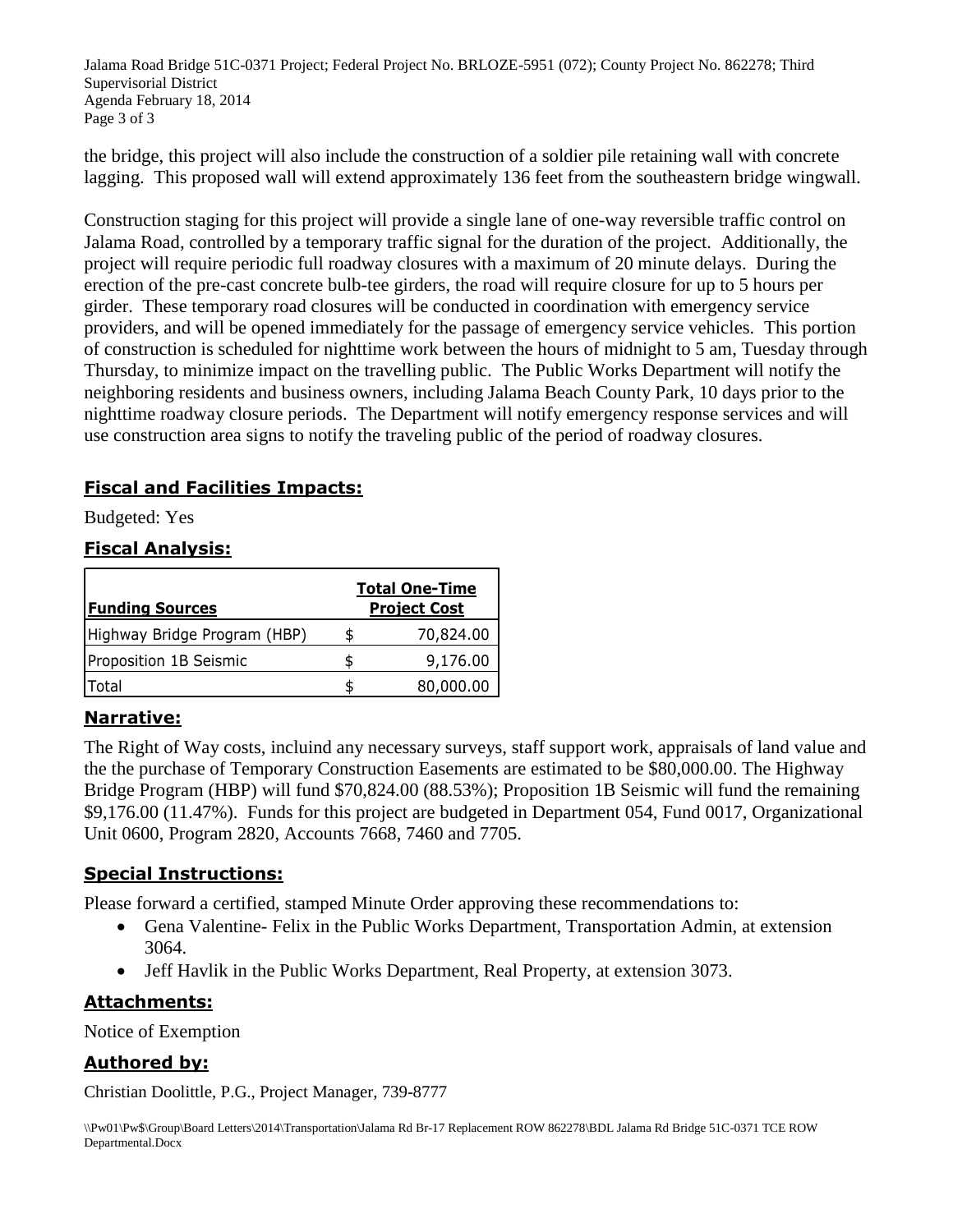the bridge, this project will also include the construction of a soldier pile retaining wall with concrete lagging. This proposed wall will extend approximately 136 feet from the southeastern bridge wingwall.

Construction staging for this project will provide a single lane of one-way reversible traffic control on Jalama Road, controlled by a temporary traffic signal for the duration of the project. Additionally, the project will require periodic full roadway closures with a maximum of 20 minute delays. During the erection of the pre-cast concrete bulb-tee girders, the road will require closure for up to 5 hours per girder. These temporary road closures will be conducted in coordination with emergency service providers, and will be opened immediately for the passage of emergency service vehicles. This portion of construction is scheduled for nighttime work between the hours of midnight to 5 am, Tuesday through Thursday, to minimize impact on the travelling public. The Public Works Department will notify the neighboring residents and business owners, including Jalama Beach County Park, 10 days prior to the nighttime roadway closure periods. The Department will notify emergency response services and will use construction area signs to notify the traveling public of the period of roadway closures.

## Fiscal and Facilities Impacts:

Budgeted: Yes

## Fiscal Analysis:

| Funding Sources | Total One-Time Project Cost |
|---|---|
| Highway Bridge Program (HBP) | $ 70,824.00 |
| Proposition 1B Seismic | $ 9,176.00 |
| Total | $ 80,000.00 |

## Narrative:

The Right of Way costs, incluind any necessary surveys, staff support work, appraisals of land value and the the purchase of Temporary Construction Easements are estimated to be $80,000.00. The Highway Bridge Program (HBP) will fund $70,824.00 (88.53%); Proposition 1B Seismic will fund the remaining $9,176.00 (11.47%). Funds for this project are budgeted in Department 054, Fund 0017, Organizational Unit 0600, Program 2820, Accounts 7668, 7460 and 7705.

## Special Instructions:

Please forward a certified, stamped Minute Order approving these recommendations to:

- Gena Valentine- Felix in the Public Works Department, Transportation Admin, at extension 3064.
- Jeff Havlik in the Public Works Department, Real Property, at extension 3073.

## Attachments:

Notice of Exemption

## Authored by:

Christian Doolittle, P.G., Project Manager, 739-8777

\\Pw01\Pw$\Group\Board Letters\2014\Transportation\Jalama Rd Br-17 Replacement ROW 862278\BDL Jalama Rd Bridge 51C-0371 TCE ROW Departmental.Docx